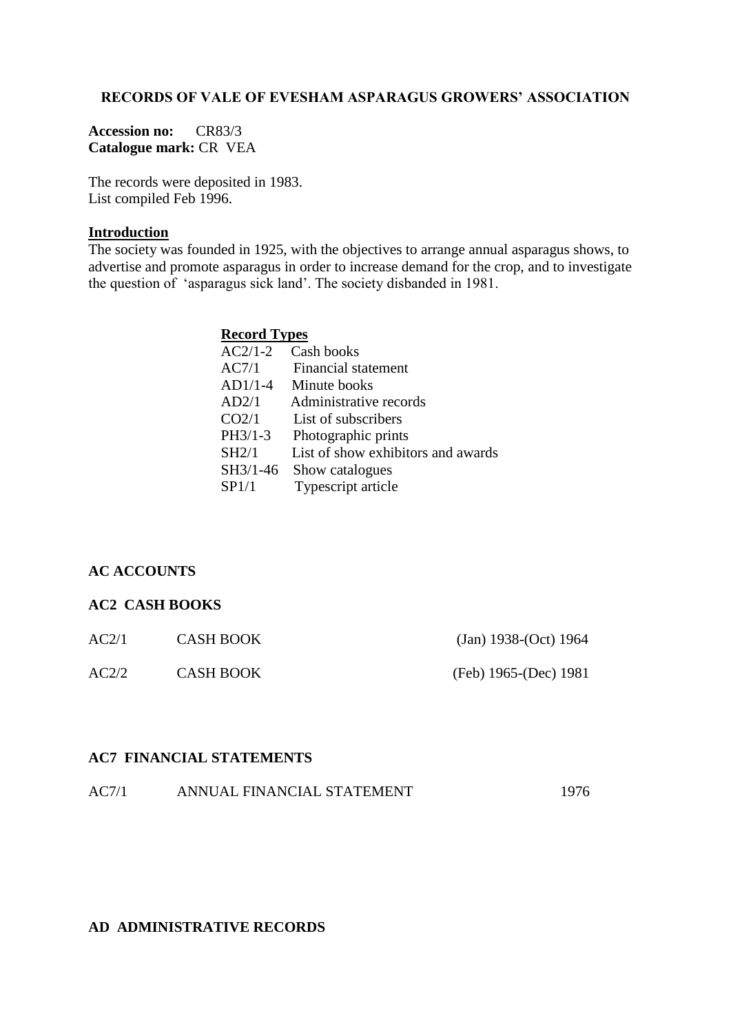# RECORDS OF VALE OF EVESHAM ASPARAGUS GROWERS' ASSOCIATION

**Accession no:** CR83/3
**Catalogue mark:** CR VEA

The records were deposited in 1983.
List compiled Feb 1996.

## Introduction

The society was founded in 1925, with the objectives to arrange annual asparagus shows, to advertise and promote asparagus in order to increase demand for the crop, and to investigate the question of 'asparagus sick land'. The society disbanded in 1981.

### Record Types

| | |
|---|---|
| AC2/1-2 | Cash books |
| AC7/1 | Financial statement |
| AD1/1-4 | Minute books |
| AD2/1 | Administrative records |
| CO2/1 | List of subscribers |
| PH3/1-3 | Photographic prints |
| SH2/1 | List of show exhibitors and awards |
| SH3/1-46 | Show catalogues |
| SP1/1 | Typescript article |

## AC ACCOUNTS

### AC2 CASH BOOKS

| | | |
|---|---|---|
| AC2/1 | CASH BOOK | (Jan) 1938-(Oct) 1964 |
| AC2/2 | CASH BOOK | (Feb) 1965-(Dec) 1981 |

### AC7 FINANCIAL STATEMENTS

| | | |
|---|---|---|
| AC7/1 | ANNUAL FINANCIAL STATEMENT | 1976 |

## AD ADMINISTRATIVE RECORDS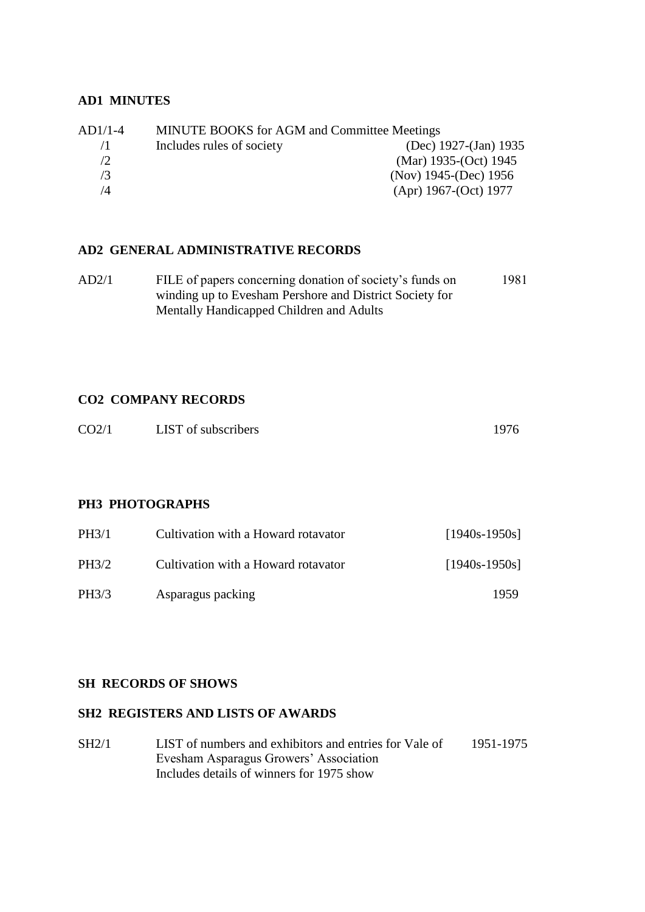**AD1 MINUTES**

| | | |
|---|---|---|
| AD1/1-4 | MINUTE BOOKS for AGM and Committee Meetings | |
| /1 | Includes rules of society | (Dec) 1927-(Jan) 1935 |
| /2 | | (Mar) 1935-(Oct) 1945 |
| /3 | | (Nov) 1945-(Dec) 1956 |
| /4 | | (Apr) 1967-(Oct) 1977 |

**AD2 GENERAL ADMINISTRATIVE RECORDS**

| | | |
|---|---|---|
| AD2/1 | FILE of papers concerning donation of society's funds on winding up to Evesham Pershore and District Society for Mentally Handicapped Children and Adults | 1981 |

**CO2 COMPANY RECORDS**

| | | |
|---|---|---|
| CO2/1 | LIST of subscribers | 1976 |

**PH3 PHOTOGRAPHS**

| | | |
|---|---|---|
| PH3/1 | Cultivation with a Howard rotavator | [1940s-1950s] |
| PH3/2 | Cultivation with a Howard rotavator | [1940s-1950s] |
| PH3/3 | Asparagus packing | 1959 |

**SH RECORDS OF SHOWS**

**SH2 REGISTERS AND LISTS OF AWARDS**

| | | |
|---|---|---|
| SH2/1 | LIST of numbers and exhibitors and entries for Vale of Evesham Asparagus Growers' Association<br>Includes details of winners for 1975 show | 1951-1975 |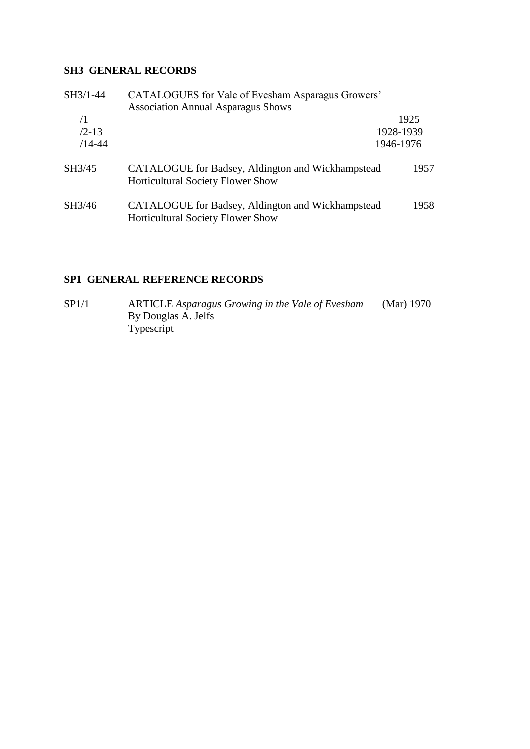## SH3 GENERAL RECORDS

| | | |
|---|---|---|
| SH3/1-44 | CATALOGUES for Vale of Evesham Asparagus Growers' Association Annual Asparagus Shows | |
| /1 | | 1925 |
| /2-13 | | 1928-1939 |
| /14-44 | | 1946-1976 |
| SH3/45 | CATALOGUE for Badsey, Aldington and Wickhampstead Horticultural Society Flower Show | 1957 |
| SH3/46 | CATALOGUE for Badsey, Aldington and Wickhampstead Horticultural Society Flower Show | 1958 |

## SP1 GENERAL REFERENCE RECORDS

| | | |
|---|---|---|
| SP1/1 | ARTICLE *Asparagus Growing in the Vale of Evesham* By Douglas A. Jelfs Typescript | (Mar) 1970 |